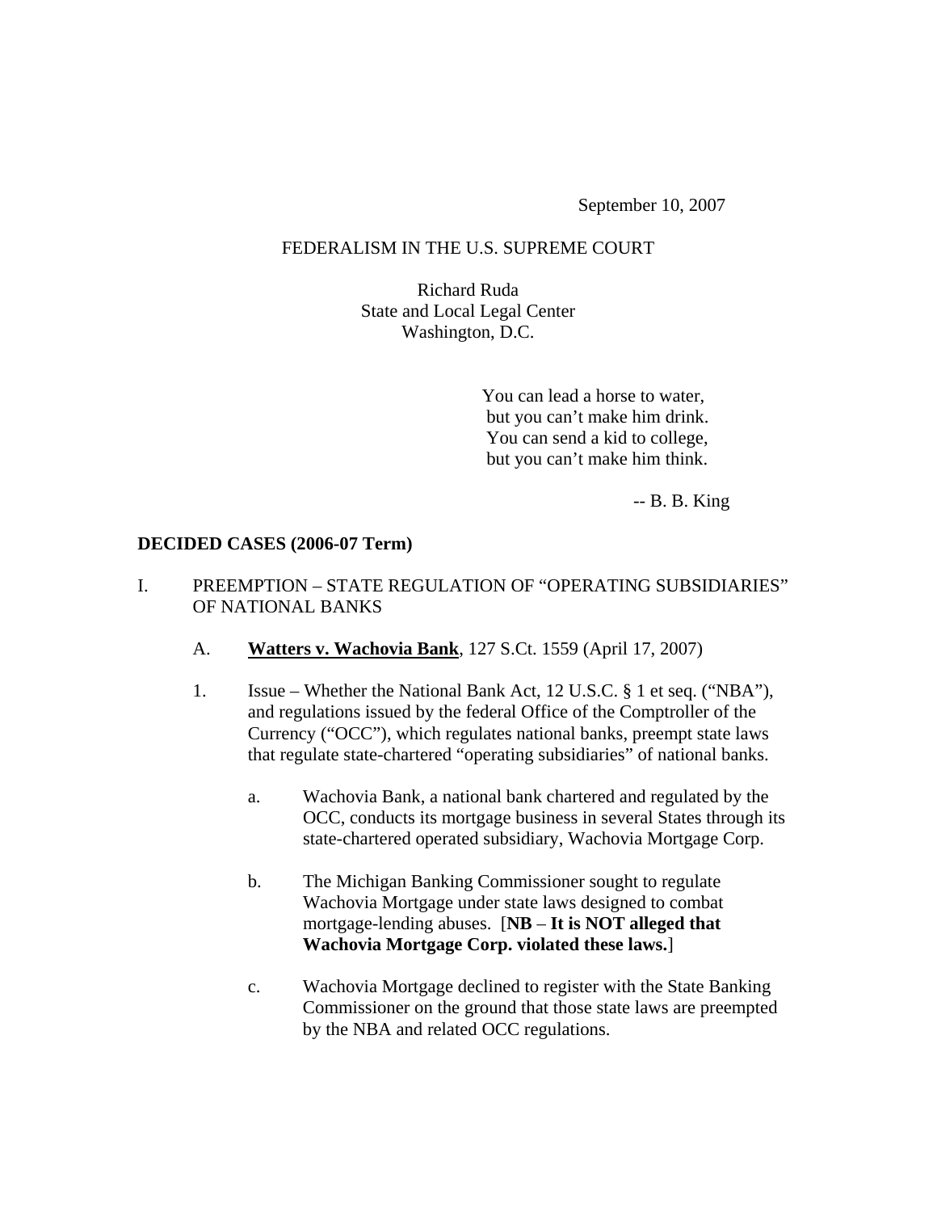September 10, 2007

# FEDERALISM IN THE U.S. SUPREME COURT

Richard Ruda
State and Local Legal Center
Washington, D.C.

> You can lead a horse to water,
> but you can't make him drink.
> You can send a kid to college,
> but you can't make him think.
>
> -- B. B. King

## DECIDED CASES (2006-07 Term)

I. PREEMPTION – STATE REGULATION OF "OPERATING SUBSIDIARIES" OF NATIONAL BANKS

A. **Watters v. Wachovia Bank**, 127 S.Ct. 1559 (April 17, 2007)

1. Issue – Whether the National Bank Act, 12 U.S.C. § 1 et seq. ("NBA"), and regulations issued by the federal Office of the Comptroller of the Currency ("OCC"), which regulates national banks, preempt state laws that regulate state-chartered "operating subsidiaries" of national banks.

   a. Wachovia Bank, a national bank chartered and regulated by the OCC, conducts its mortgage business in several States through its state-chartered operated subsidiary, Wachovia Mortgage Corp.

   b. The Michigan Banking Commissioner sought to regulate Wachovia Mortgage under state laws designed to combat mortgage-lending abuses. [**NB – It is NOT alleged that Wachovia Mortgage Corp. violated these laws.**]

   c. Wachovia Mortgage declined to register with the State Banking Commissioner on the ground that those state laws are preempted by the NBA and related OCC regulations.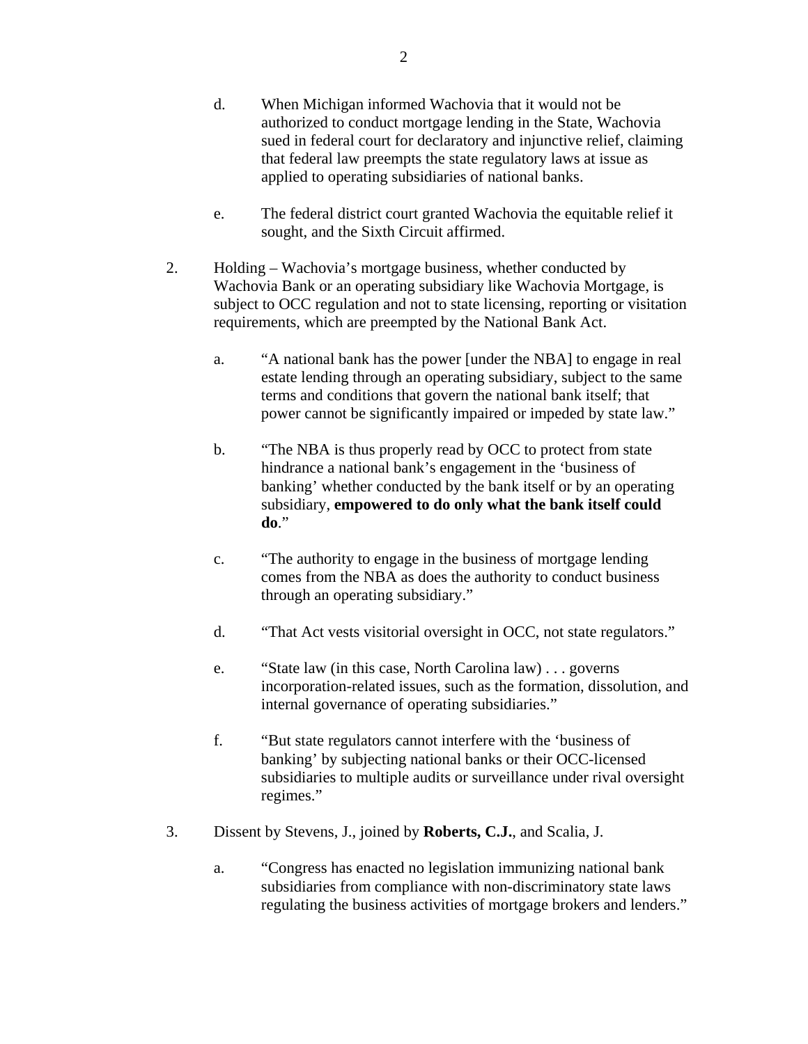d. When Michigan informed Wachovia that it would not be authorized to conduct mortgage lending in the State, Wachovia sued in federal court for declaratory and injunctive relief, claiming that federal law preempts the state regulatory laws at issue as applied to operating subsidiaries of national banks.

e. The federal district court granted Wachovia the equitable relief it sought, and the Sixth Circuit affirmed.

2. Holding – Wachovia's mortgage business, whether conducted by Wachovia Bank or an operating subsidiary like Wachovia Mortgage, is subject to OCC regulation and not to state licensing, reporting or visitation requirements, which are preempted by the National Bank Act.

   a. "A national bank has the power [under the NBA] to engage in real estate lending through an operating subsidiary, subject to the same terms and conditions that govern the national bank itself; that power cannot be significantly impaired or impeded by state law."

   b. "The NBA is thus properly read by OCC to protect from state hindrance a national bank's engagement in the 'business of banking' whether conducted by the bank itself or by an operating subsidiary, **empowered to do only what the bank itself could do**."

   c. "The authority to engage in the business of mortgage lending comes from the NBA as does the authority to conduct business through an operating subsidiary."

   d. "That Act vests visitorial oversight in OCC, not state regulators."

   e. "State law (in this case, North Carolina law) . . . governs incorporation-related issues, such as the formation, dissolution, and internal governance of operating subsidiaries."

   f. "But state regulators cannot interfere with the 'business of banking' by subjecting national banks or their OCC-licensed subsidiaries to multiple audits or surveillance under rival oversight regimes."

3. Dissent by Stevens, J., joined by **Roberts, C.J.**, and Scalia, J.

   a. "Congress has enacted no legislation immunizing national bank subsidiaries from compliance with non-discriminatory state laws regulating the business activities of mortgage brokers and lenders."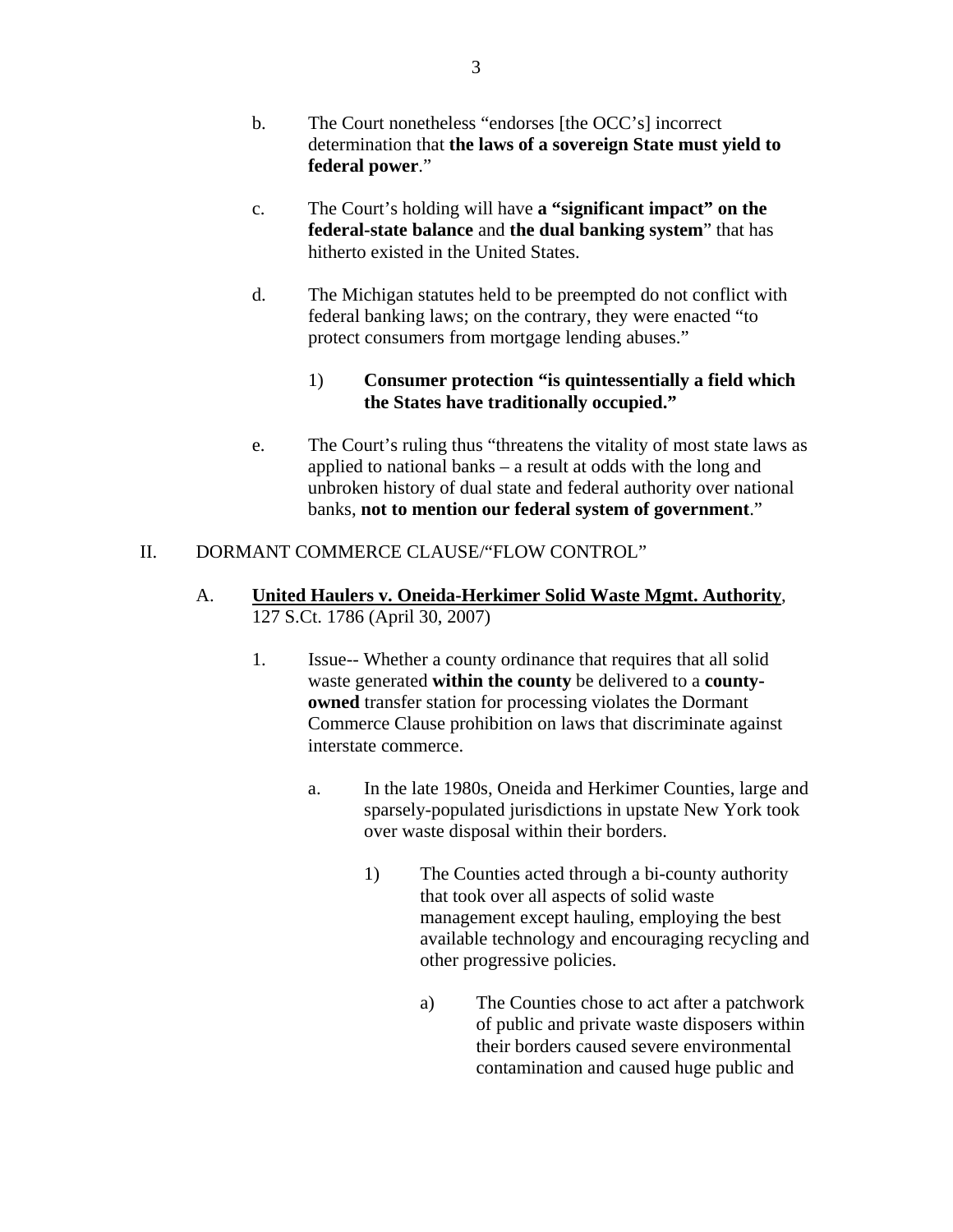b. The Court nonetheless "endorses [the OCC's] incorrect determination that **the laws of a sovereign State must yield to federal power**."

c. The Court's holding will have **a "significant impact" on the federal-state balance** and **the dual banking system**" that has hitherto existed in the United States.

d. The Michigan statutes held to be preempted do not conflict with federal banking laws; on the contrary, they were enacted "to protect consumers from mortgage lending abuses."

   1) **Consumer protection "is quintessentially a field which the States have traditionally occupied."**

e. The Court's ruling thus "threatens the vitality of most state laws as applied to national banks – a result at odds with the long and unbroken history of dual state and federal authority over national banks, **not to mention our federal system of government**."

## II. DORMANT COMMERCE CLAUSE/"FLOW CONTROL"

### A. **United Haulers v. Oneida-Herkimer Solid Waste Mgmt. Authority**, 127 S.Ct. 1786 (April 30, 2007)

1. Issue-- Whether a county ordinance that requires that all solid waste generated **within the county** be delivered to a **county-owned** transfer station for processing violates the Dormant Commerce Clause prohibition on laws that discriminate against interstate commerce.

   a. In the late 1980s, Oneida and Herkimer Counties, large and sparsely-populated jurisdictions in upstate New York took over waste disposal within their borders.

      1) The Counties acted through a bi-county authority that took over all aspects of solid waste management except hauling, employing the best available technology and encouraging recycling and other progressive policies.

         a) The Counties chose to act after a patchwork of public and private waste disposers within their borders caused severe environmental contamination and caused huge public and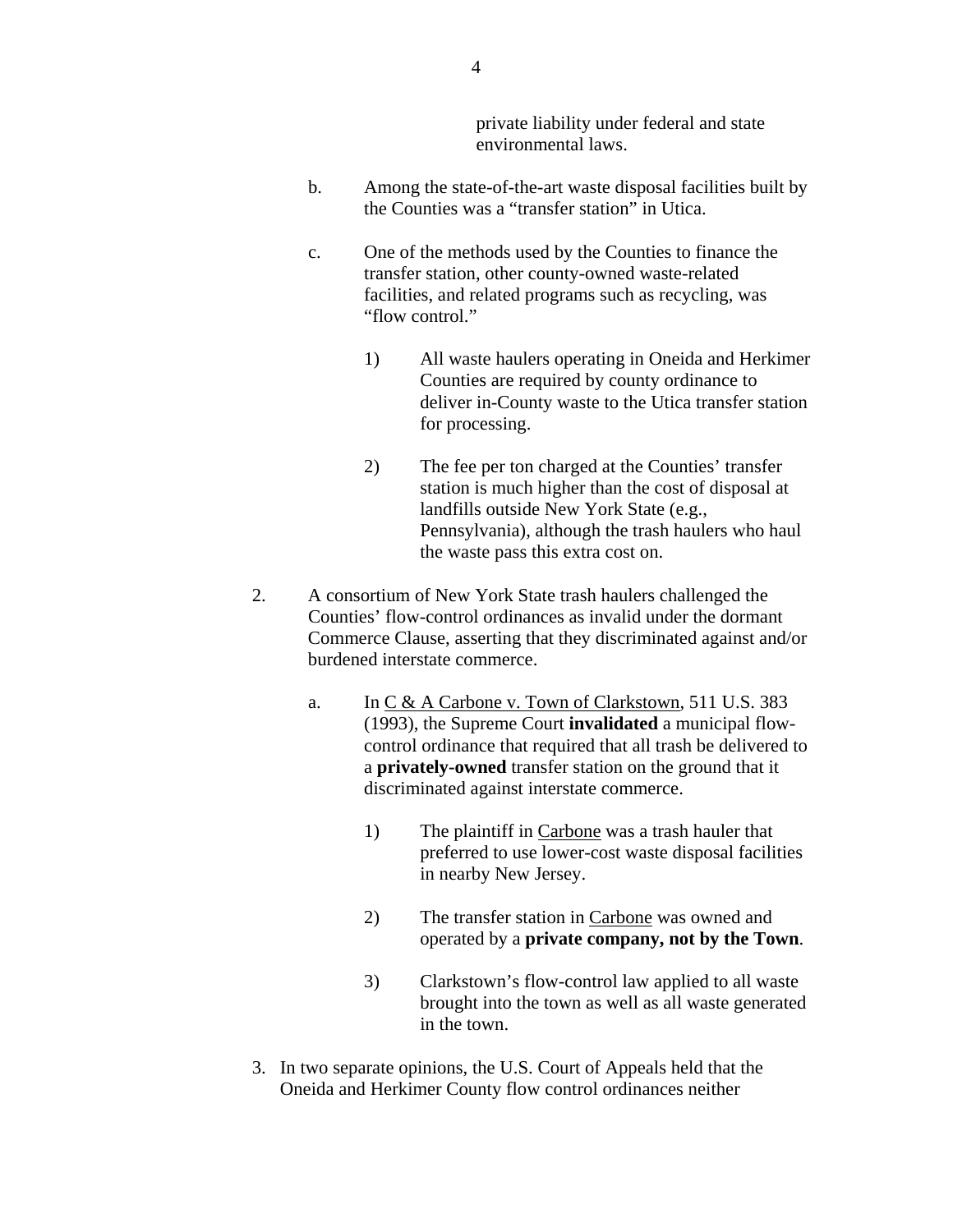private liability under federal and state environmental laws.

b. Among the state-of-the-art waste disposal facilities built by the Counties was a "transfer station" in Utica.

c. One of the methods used by the Counties to finance the transfer station, other county-owned waste-related facilities, and related programs such as recycling, was "flow control."

1) All waste haulers operating in Oneida and Herkimer Counties are required by county ordinance to deliver in-County waste to the Utica transfer station for processing.

2) The fee per ton charged at the Counties' transfer station is much higher than the cost of disposal at landfills outside New York State (e.g., Pennsylvania), although the trash haulers who haul the waste pass this extra cost on.

2. A consortium of New York State trash haulers challenged the Counties' flow-control ordinances as invalid under the dormant Commerce Clause, asserting that they discriminated against and/or burdened interstate commerce.

a. In C & A Carbone v. Town of Clarkstown, 511 U.S. 383 (1993), the Supreme Court **invalidated** a municipal flow-control ordinance that required that all trash be delivered to a **privately-owned** transfer station on the ground that it discriminated against interstate commerce.

1) The plaintiff in Carbone was a trash hauler that preferred to use lower-cost waste disposal facilities in nearby New Jersey.

2) The transfer station in Carbone was owned and operated by a **private company, not by the Town**.

3) Clarkstown's flow-control law applied to all waste brought into the town as well as all waste generated in the town.

3. In two separate opinions, the U.S. Court of Appeals held that the Oneida and Herkimer County flow control ordinances neither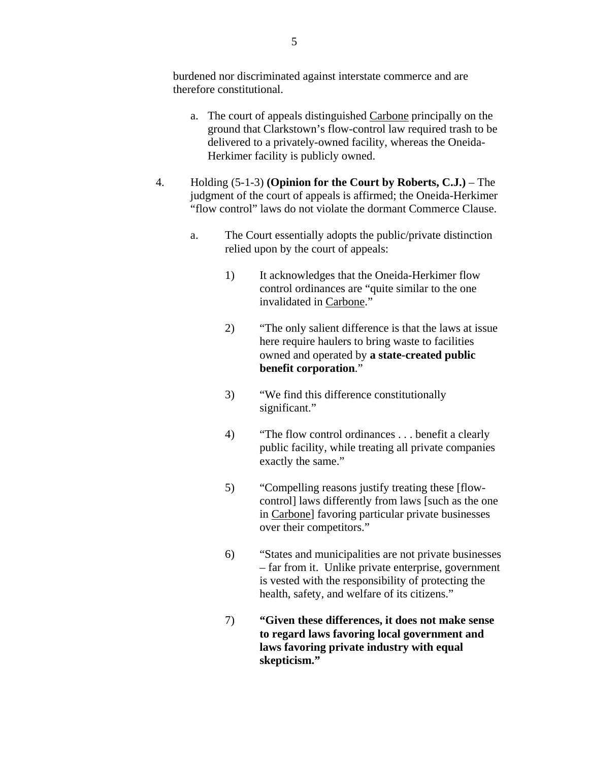burdened nor discriminated against interstate commerce and are therefore constitutional.

   a. The court of appeals distinguished Carbone principally on the ground that Clarkstown's flow-control law required trash to be delivered to a privately-owned facility, whereas the Oneida-Herkimer facility is publicly owned.

4. Holding (5-1-3) **(Opinion for the Court by Roberts, C.J.)** – The judgment of the court of appeals is affirmed; the Oneida-Herkimer "flow control" laws do not violate the dormant Commerce Clause.

   a. The Court essentially adopts the public/private distinction relied upon by the court of appeals:

      1) It acknowledges that the Oneida-Herkimer flow control ordinances are "quite similar to the one invalidated in Carbone."

      2) "The only salient difference is that the laws at issue here require haulers to bring waste to facilities owned and operated by **a state-created public benefit corporation**."

      3) "We find this difference constitutionally significant."

      4) "The flow control ordinances . . . benefit a clearly public facility, while treating all private companies exactly the same."

      5) "Compelling reasons justify treating these [flow-control] laws differently from laws [such as the one in Carbone] favoring particular private businesses over their competitors."

      6) "States and municipalities are not private businesses – far from it. Unlike private enterprise, government is vested with the responsibility of protecting the health, safety, and welfare of its citizens."

      7) **"Given these differences, it does not make sense to regard laws favoring local government and laws favoring private industry with equal skepticism."**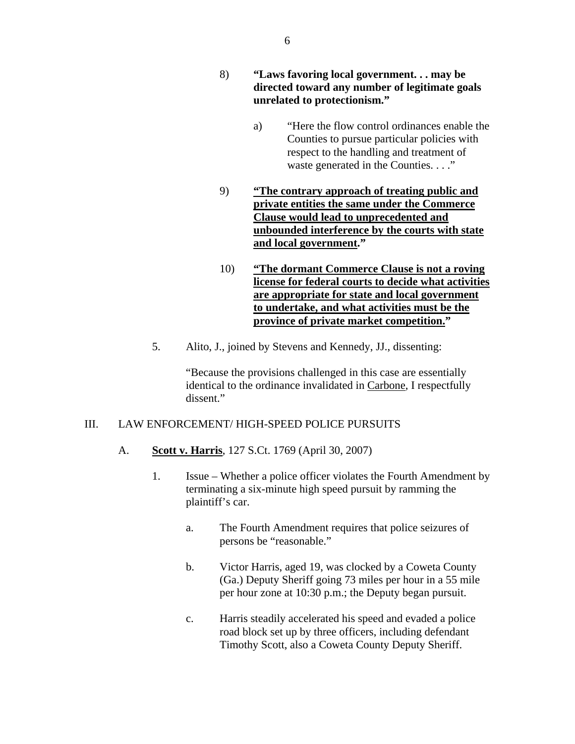8) **"Laws favoring local government. . . may be directed toward any number of legitimate goals unrelated to protectionism."**

   a) "Here the flow control ordinances enable the Counties to pursue particular policies with respect to the handling and treatment of waste generated in the Counties. . . ."

9) <u>**"The contrary approach of treating public and private entities the same under the Commerce Clause would lead to unprecedented and unbounded interference by the courts with state and local government."**</u>

10) <u>**"The dormant Commerce Clause is not a roving license for federal courts to decide what activities are appropriate for state and local government to undertake, and what activities must be the province of private market competition."**</u>

5. Alito, J., joined by Stevens and Kennedy, JJ., dissenting:

   "Because the provisions challenged in this case are essentially identical to the ordinance invalidated in <u>Carbone</u>, I respectfully dissent."

## III. LAW ENFORCEMENT/ HIGH-SPEED POLICE PURSUITS

### A. <u>**Scott v. Harris**</u>, 127 S.Ct. 1769 (April 30, 2007)

1. Issue – Whether a police officer violates the Fourth Amendment by terminating a six-minute high speed pursuit by ramming the plaintiff's car.

   a. The Fourth Amendment requires that police seizures of persons be "reasonable."

   b. Victor Harris, aged 19, was clocked by a Coweta County (Ga.) Deputy Sheriff going 73 miles per hour in a 55 mile per hour zone at 10:30 p.m.; the Deputy began pursuit.

   c. Harris steadily accelerated his speed and evaded a police road block set up by three officers, including defendant Timothy Scott, also a Coweta County Deputy Sheriff.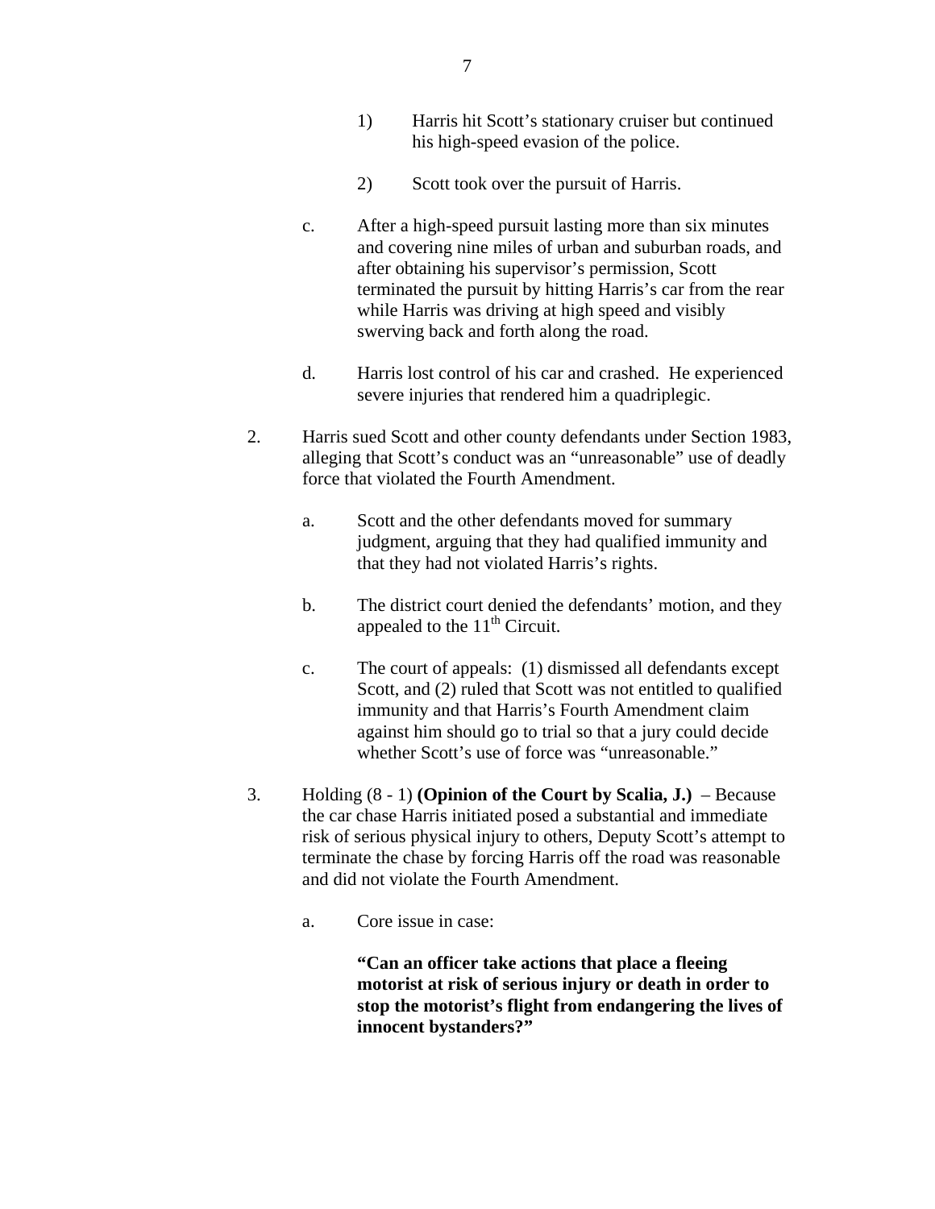1) Harris hit Scott's stationary cruiser but continued his high-speed evasion of the police.

2) Scott took over the pursuit of Harris.

c. After a high-speed pursuit lasting more than six minutes and covering nine miles of urban and suburban roads, and after obtaining his supervisor's permission, Scott terminated the pursuit by hitting Harris's car from the rear while Harris was driving at high speed and visibly swerving back and forth along the road.

d. Harris lost control of his car and crashed. He experienced severe injuries that rendered him a quadriplegic.

2. Harris sued Scott and other county defendants under Section 1983, alleging that Scott's conduct was an "unreasonable" use of deadly force that violated the Fourth Amendment.

a. Scott and the other defendants moved for summary judgment, arguing that they had qualified immunity and that they had not violated Harris's rights.

b. The district court denied the defendants' motion, and they appealed to the 11th Circuit.

c. The court of appeals: (1) dismissed all defendants except Scott, and (2) ruled that Scott was not entitled to qualified immunity and that Harris's Fourth Amendment claim against him should go to trial so that a jury could decide whether Scott's use of force was "unreasonable."

3. Holding (8 - 1) **(Opinion of the Court by Scalia, J.)** – Because the car chase Harris initiated posed a substantial and immediate risk of serious physical injury to others, Deputy Scott's attempt to terminate the chase by forcing Harris off the road was reasonable and did not violate the Fourth Amendment.

a. Core issue in case:

**"Can an officer take actions that place a fleeing motorist at risk of serious injury or death in order to stop the motorist's flight from endangering the lives of innocent bystanders?"**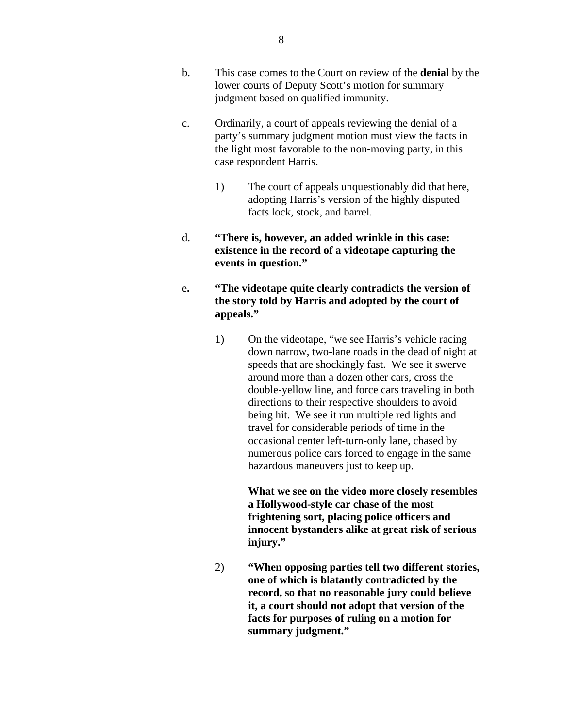b. This case comes to the Court on review of the **denial** by the lower courts of Deputy Scott's motion for summary judgment based on qualified immunity.

c. Ordinarily, a court of appeals reviewing the denial of a party's summary judgment motion must view the facts in the light most favorable to the non-moving party, in this case respondent Harris.

   1) The court of appeals unquestionably did that here, adopting Harris's version of the highly disputed facts lock, stock, and barrel.

d. **"There is, however, an added wrinkle in this case: existence in the record of a videotape capturing the events in question."**

e**.** **"The videotape quite clearly contradicts the version of the story told by Harris and adopted by the court of appeals."**

   1) On the videotape, "we see Harris's vehicle racing down narrow, two-lane roads in the dead of night at speeds that are shockingly fast. We see it swerve around more than a dozen other cars, cross the double-yellow line, and force cars traveling in both directions to their respective shoulders to avoid being hit. We see it run multiple red lights and travel for considerable periods of time in the occasional center left-turn-only lane, chased by numerous police cars forced to engage in the same hazardous maneuvers just to keep up.

      **What we see on the video more closely resembles a Hollywood-style car chase of the most frightening sort, placing police officers and innocent bystanders alike at great risk of serious injury."**

   2) **"When opposing parties tell two different stories, one of which is blatantly contradicted by the record, so that no reasonable jury could believe it, a court should not adopt that version of the facts for purposes of ruling on a motion for summary judgment."**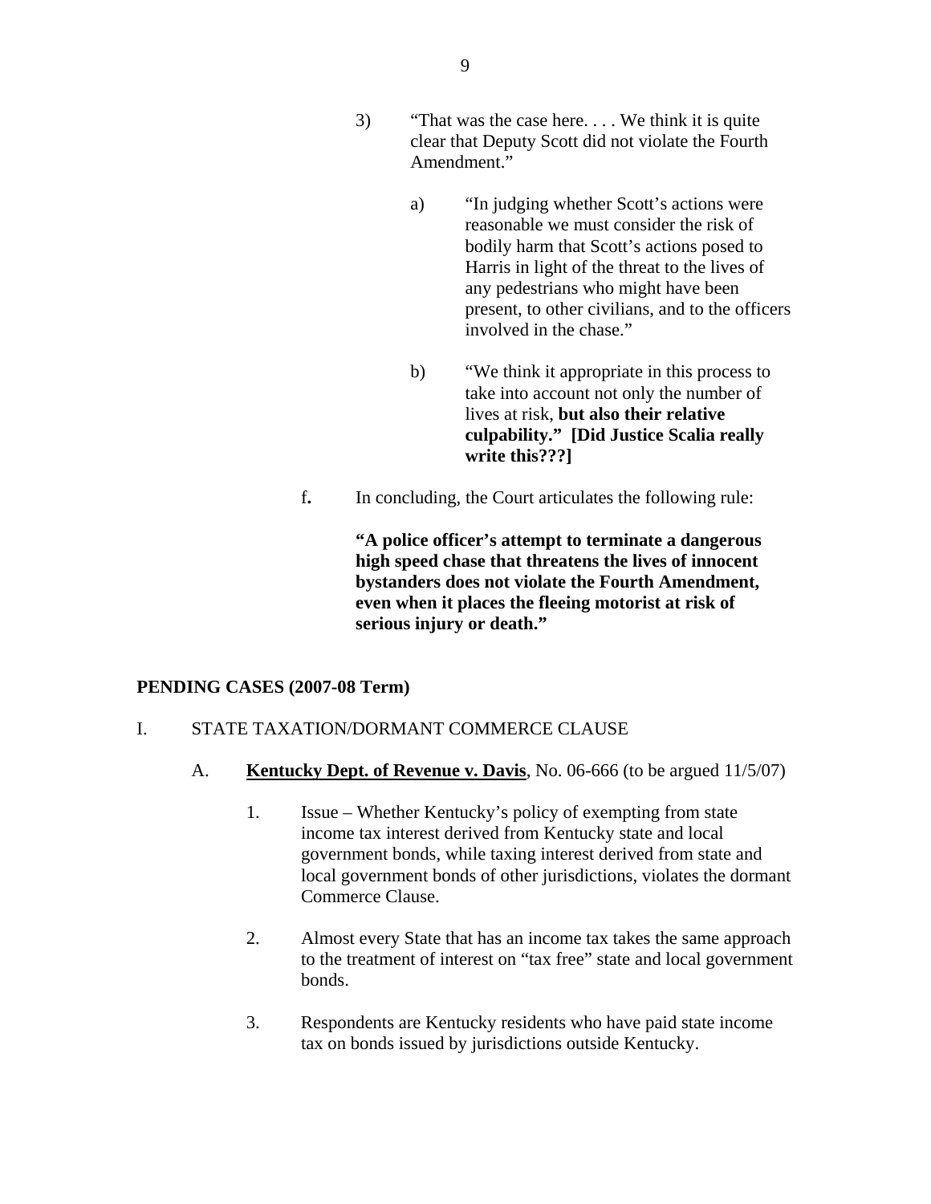3) "That was the case here. . . . We think it is quite clear that Deputy Scott did not violate the Fourth Amendment."

   a) "In judging whether Scott's actions were reasonable we must consider the risk of bodily harm that Scott's actions posed to Harris in light of the threat to the lives of any pedestrians who might have been present, to other civilians, and to the officers involved in the chase."

   b) "We think it appropriate in this process to take into account not only the number of lives at risk, **but also their relative culpability." [Did Justice Scalia really write this???]**

**f.** In concluding, the Court articulates the following rule:

**"A police officer's attempt to terminate a dangerous high speed chase that threatens the lives of innocent bystanders does not violate the Fourth Amendment, even when it places the fleeing motorist at risk of serious injury or death."**

## PENDING CASES (2007-08 Term)

I. STATE TAXATION/DORMANT COMMERCE CLAUSE

A. **Kentucky Dept. of Revenue v. Davis**, No. 06-666 (to be argued 11/5/07)

1. Issue – Whether Kentucky's policy of exempting from state income tax interest derived from Kentucky state and local government bonds, while taxing interest derived from state and local government bonds of other jurisdictions, violates the dormant Commerce Clause.

2. Almost every State that has an income tax takes the same approach to the treatment of interest on "tax free" state and local government bonds.

3. Respondents are Kentucky residents who have paid state income tax on bonds issued by jurisdictions outside Kentucky.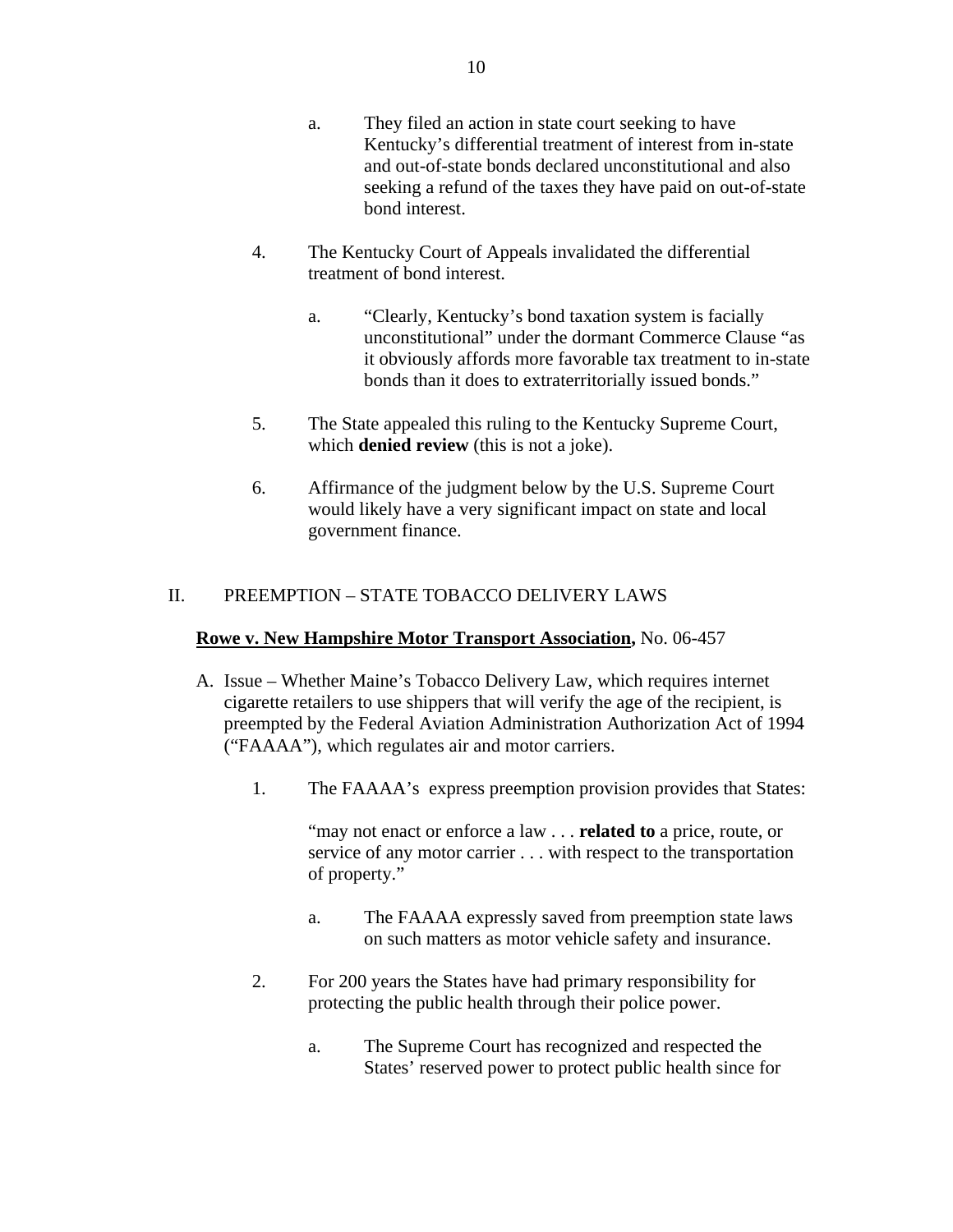a. They filed an action in state court seeking to have Kentucky's differential treatment of interest from in-state and out-of-state bonds declared unconstitutional and also seeking a refund of the taxes they have paid on out-of-state bond interest.

4. The Kentucky Court of Appeals invalidated the differential treatment of bond interest.

   a. "Clearly, Kentucky's bond taxation system is facially unconstitutional" under the dormant Commerce Clause "as it obviously affords more favorable tax treatment to in-state bonds than it does to extraterritorially issued bonds."

5. The State appealed this ruling to the Kentucky Supreme Court, which **denied review** (this is not a joke).

6. Affirmance of the judgment below by the U.S. Supreme Court would likely have a very significant impact on state and local government finance.

## II. PREEMPTION – STATE TOBACCO DELIVERY LAWS

**Rowe v. New Hampshire Motor Transport Association,** No. 06-457

A. Issue – Whether Maine's Tobacco Delivery Law, which requires internet cigarette retailers to use shippers that will verify the age of the recipient, is preempted by the Federal Aviation Administration Authorization Act of 1994 ("FAAAA"), which regulates air and motor carriers.

1. The FAAAA's express preemption provision provides that States:

   "may not enact or enforce a law . . . **related to** a price, route, or service of any motor carrier . . . with respect to the transportation of property."

   a. The FAAAA expressly saved from preemption state laws on such matters as motor vehicle safety and insurance.

2. For 200 years the States have had primary responsibility for protecting the public health through their police power.

   a. The Supreme Court has recognized and respected the States' reserved power to protect public health since for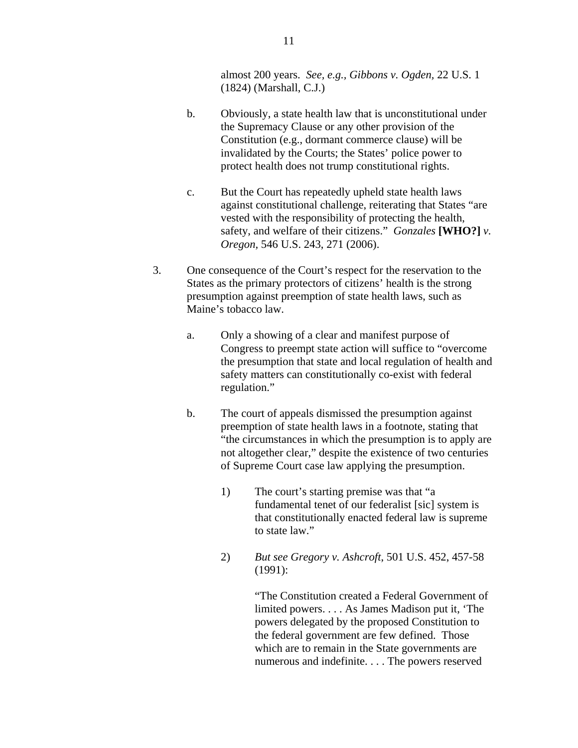almost 200 years. *See, e.g., Gibbons v. Ogden*, 22 U.S. 1 (1824) (Marshall, C.J.)

b. Obviously, a state health law that is unconstitutional under the Supremacy Clause or any other provision of the Constitution (e.g., dormant commerce clause) will be invalidated by the Courts; the States' police power to protect health does not trump constitutional rights.

c. But the Court has repeatedly upheld state health laws against constitutional challenge, reiterating that States "are vested with the responsibility of protecting the health, safety, and welfare of their citizens." *Gonzales* **[WHO?]** *v. Oregon*, 546 U.S. 243, 271 (2006).

3. One consequence of the Court's respect for the reservation to the States as the primary protectors of citizens' health is the strong presumption against preemption of state health laws, such as Maine's tobacco law.

   a. Only a showing of a clear and manifest purpose of Congress to preempt state action will suffice to "overcome the presumption that state and local regulation of health and safety matters can constitutionally co-exist with federal regulation."

   b. The court of appeals dismissed the presumption against preemption of state health laws in a footnote, stating that "the circumstances in which the presumption is to apply are not altogether clear," despite the existence of two centuries of Supreme Court case law applying the presumption.

      1) The court's starting premise was that "a fundamental tenet of our federalist [sic] system is that constitutionally enacted federal law is supreme to state law."

      2) *But see Gregory v. Ashcroft*, 501 U.S. 452, 457-58 (1991):

         "The Constitution created a Federal Government of limited powers. . . . As James Madison put it, 'The powers delegated by the proposed Constitution to the federal government are few defined. Those which are to remain in the State governments are numerous and indefinite. . . . The powers reserved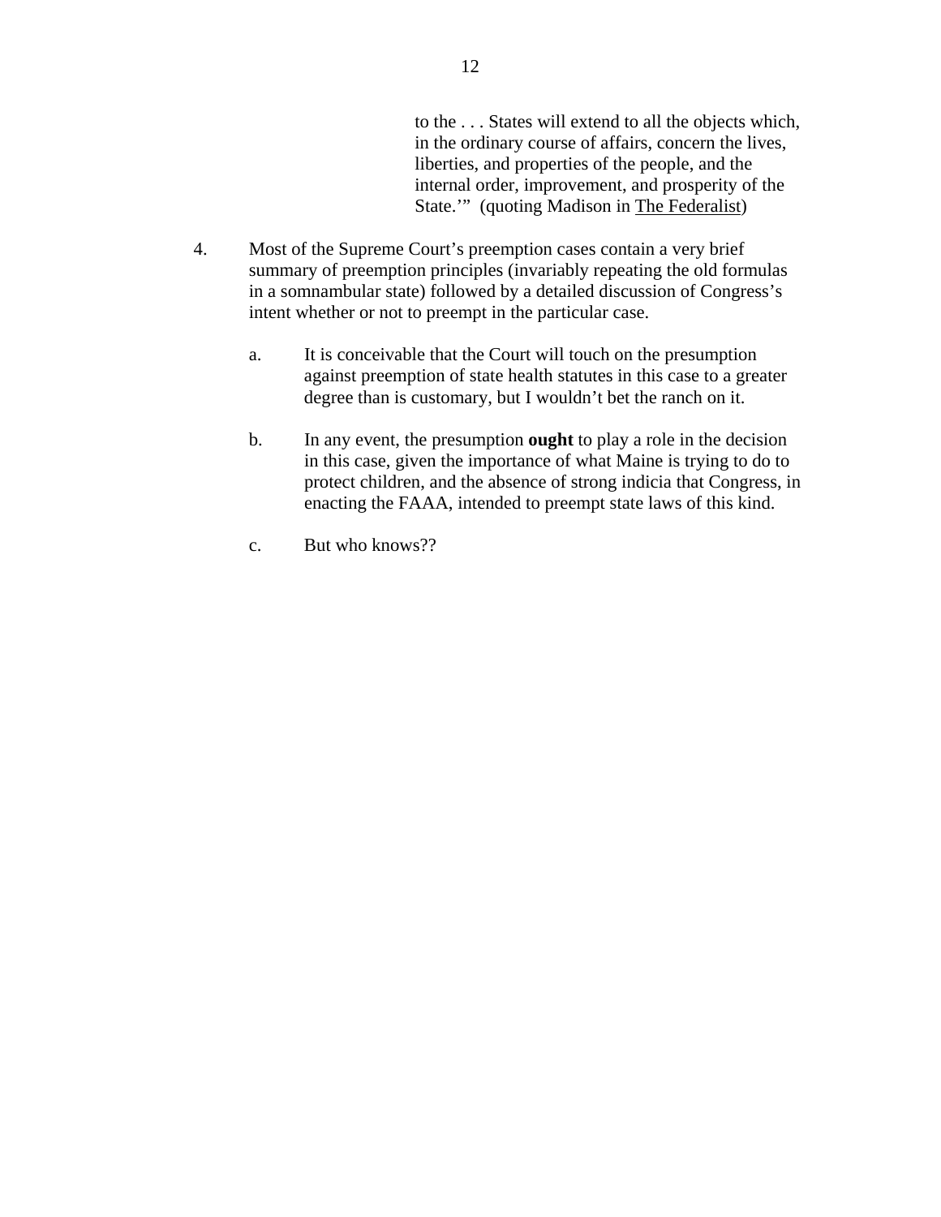> to the . . . States will extend to all the objects which, in the ordinary course of affairs, concern the lives, liberties, and properties of the people, and the internal order, improvement, and prosperity of the State.'" (quoting Madison in <u>The Federalist</u>)

4. Most of the Supreme Court's preemption cases contain a very brief summary of preemption principles (invariably repeating the old formulas in a somnambular state) followed by a detailed discussion of Congress's intent whether or not to preempt in the particular case.

   a. It is conceivable that the Court will touch on the presumption against preemption of state health statutes in this case to a greater degree than is customary, but I wouldn't bet the ranch on it.

   b. In any event, the presumption **ought** to play a role in the decision in this case, given the importance of what Maine is trying to do to protect children, and the absence of strong indicia that Congress, in enacting the FAAA, intended to preempt state laws of this kind.

   c. But who knows??